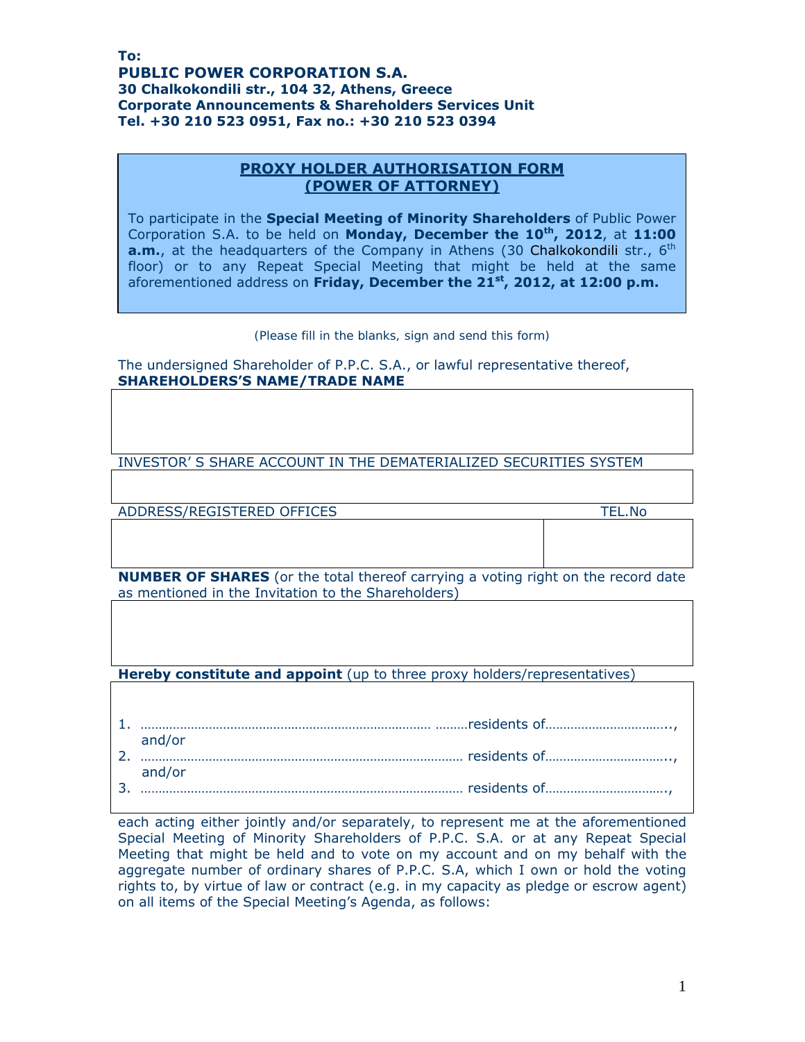**To:**
**PUBLIC POWER CORPORATION S.A.**
**30 Chalkokondili str., 104 32, Athens, Greece**
**Corporate Announcements & Shareholders Services Unit**
**Tel. +30 210 523 0951, Fax no.: +30 210 523 0394**

## PROXY HOLDER AUTHORISATION FORM (POWER OF ATTORNEY)

To participate in the **Special Meeting of Minority Shareholders** of Public Power Corporation S.A. to be held on **Monday, December the 10th, 2012**, at **11:00 a.m.**, at the headquarters of the Company in Athens (30 Chalkokondili str., 6th floor) or to any Repeat Special Meeting that might be held at the same aforementioned address on **Friday, December the 21st, 2012, at 12:00 p.m.**

(Please fill in the blanks, sign and send this form)

The undersigned Shareholder of P.P.C. S.A., or lawful representative thereof,
**SHAREHOLDERS'S NAME/TRADE NAME**

| |
|---|
| |

INVESTOR' S SHARE ACCOUNT IN THE DEMATERIALIZED SECURITIES SYSTEM

| |
|---|
| |

| ADDRESS/REGISTERED OFFICES | TEL.No |
|---|---|
| | |

**NUMBER OF SHARES** (or the total thereof carrying a voting right on the record date as mentioned in the Invitation to the Shareholders)

| |
|---|
| |

**Hereby constitute and appoint** (up to three proxy holders/representatives)

1. ……………………………………………………………………… ………residents of……………………………..,
   and/or
2. ……………………………………………………………………………… residents of……………………………..,
   and/or
3. ……………………………………………………………………………… residents of…………………………….,

each acting either jointly and/or separately, to represent me at the aforementioned Special Meeting of Minority Shareholders of P.P.C. S.A. or at any Repeat Special Meeting that might be held and to vote on my account and on my behalf with the aggregate number of ordinary shares of P.P.C. S.A, which I own or hold the voting rights to, by virtue of law or contract (e.g. in my capacity as pledge or escrow agent) on all items of the Special Meeting's Agenda, as follows: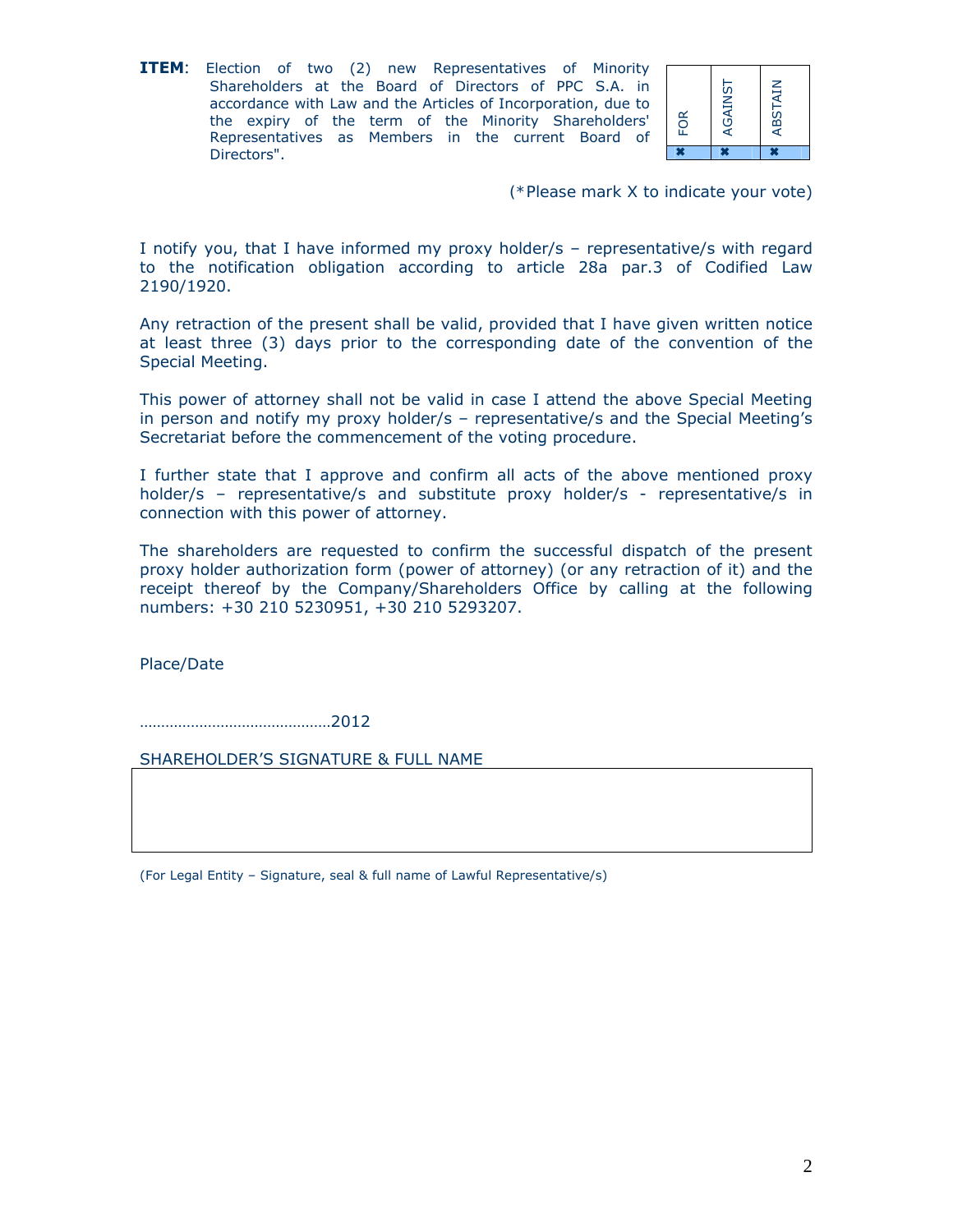**ITEM**: Election of two (2) new Representatives of Minority Shareholders at the Board of Directors of PPC S.A. in accordance with Law and the Articles of Incorporation, due to the expiry of the term of the Minority Shareholders' Representatives as Members in the current Board of Directors".

| FOR | AGAINST | ABSTAIN |
|---|---|---|
| ✖ | ✖ | ✖ |

(*Please mark X to indicate your vote)

I notify you, that I have informed my proxy holder/s – representative/s with regard to the notification obligation according to article 28a par.3 of Codified Law 2190/1920.

Any retraction of the present shall be valid, provided that I have given written notice at least three (3) days prior to the corresponding date of the convention of the Special Meeting.

This power of attorney shall not be valid in case I attend the above Special Meeting in person and notify my proxy holder/s – representative/s and the Special Meeting's Secretariat before the commencement of the voting procedure.

I further state that I approve and confirm all acts of the above mentioned proxy holder/s – representative/s and substitute proxy holder/s - representative/s in connection with this power of attorney.

The shareholders are requested to confirm the successful dispatch of the present proxy holder authorization form (power of attorney) (or any retraction of it) and the receipt thereof by the Company/Shareholders Office by calling at the following numbers: +30 210 5230951, +30 210 5293207.

Place/Date

……………………………………2012

SHAREHOLDER'S SIGNATURE & FULL NAME

(For Legal Entity – Signature, seal & full name of Lawful Representative/s)